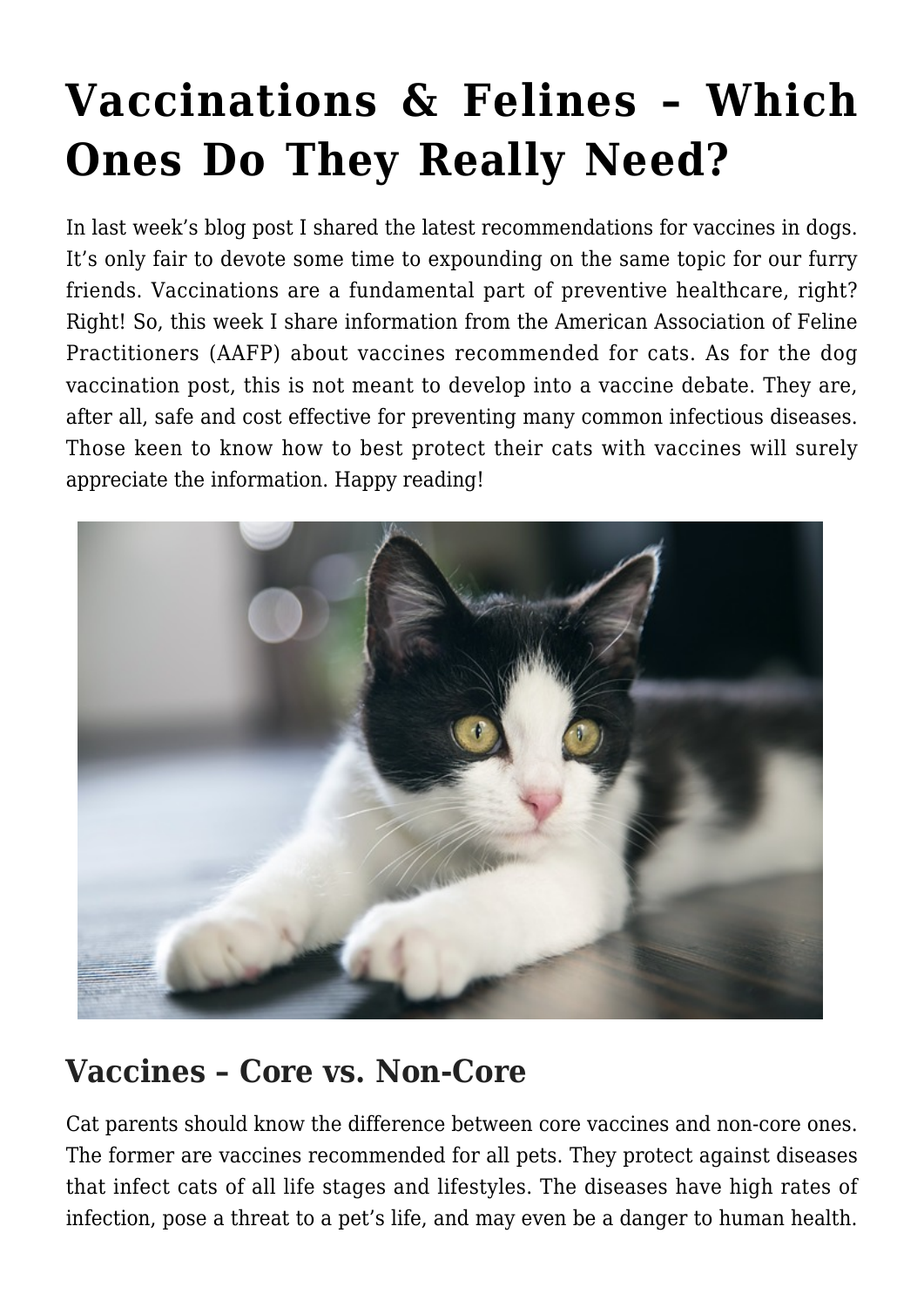# Vaccinations & Felines – Which Ones Do They Really Need?

In last week's blog post I shared the latest recommendations for vaccines in dogs. It's only fair to devote some time to expounding on the same topic for our furry friends. Vaccinations are a fundamental part of preventive healthcare, right? Right! So, this week I share information from the American Association of Feline Practitioners (AAFP) about vaccines recommended for cats. As for the dog vaccination post, this is not meant to develop into a vaccine debate. They are, after all, safe and cost effective for preventing many common infectious diseases. Those keen to know how to best protect their cats with vaccines will surely appreciate the information. Happy reading!

## Vaccines – Core vs. Non-Core

Cat parents should know the difference between core vaccines and non-core ones. The former are vaccines recommended for all pets. They protect against diseases that infect cats of all life stages and lifestyles. The diseases have high rates of infection, pose a threat to a pet's life, and may even be a danger to human health.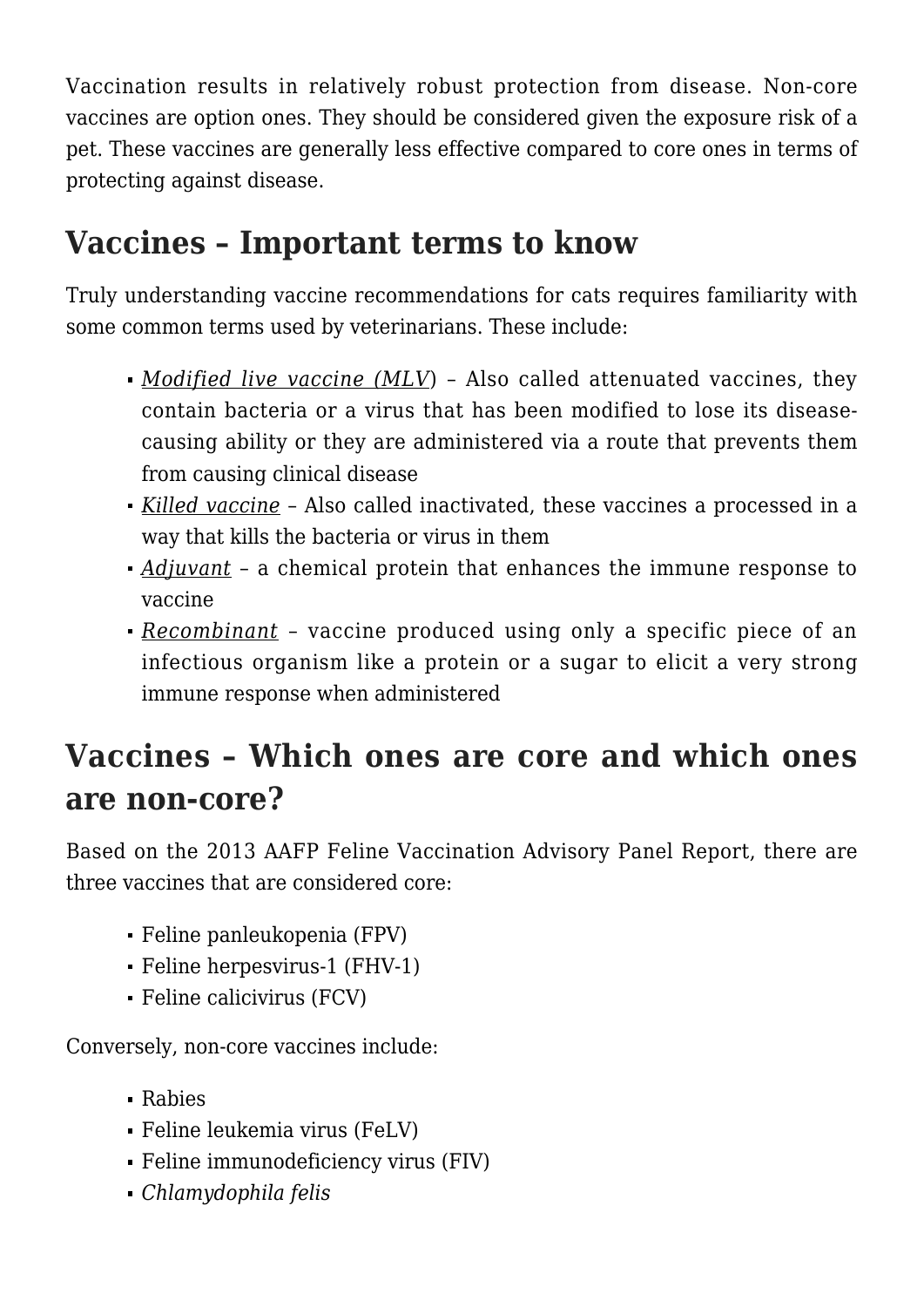Vaccination results in relatively robust protection from disease. Non-core vaccines are option ones. They should be considered given the exposure risk of a pet. These vaccines are generally less effective compared to core ones in terms of protecting against disease.

## Vaccines – Important terms to know

Truly understanding vaccine recommendations for cats requires familiarity with some common terms used by veterinarians. These include:

- *Modified live vaccine (MLV)* – Also called attenuated vaccines, they contain bacteria or a virus that has been modified to lose its disease-causing ability or they are administered via a route that prevents them from causing clinical disease
- *Killed vaccine* – Also called inactivated, these vaccines a processed in a way that kills the bacteria or virus in them
- *Adjuvant* – a chemical protein that enhances the immune response to vaccine
- *Recombinant* – vaccine produced using only a specific piece of an infectious organism like a protein or a sugar to elicit a very strong immune response when administered

## Vaccines – Which ones are core and which ones are non-core?

Based on the 2013 AAFP Feline Vaccination Advisory Panel Report, there are three vaccines that are considered core:

- Feline panleukopenia (FPV)
- Feline herpesvirus-1 (FHV-1)
- Feline calicivirus (FCV)

Conversely, non-core vaccines include:

- Rabies
- Feline leukemia virus (FeLV)
- Feline immunodeficiency virus (FIV)
- *Chlamydophila felis*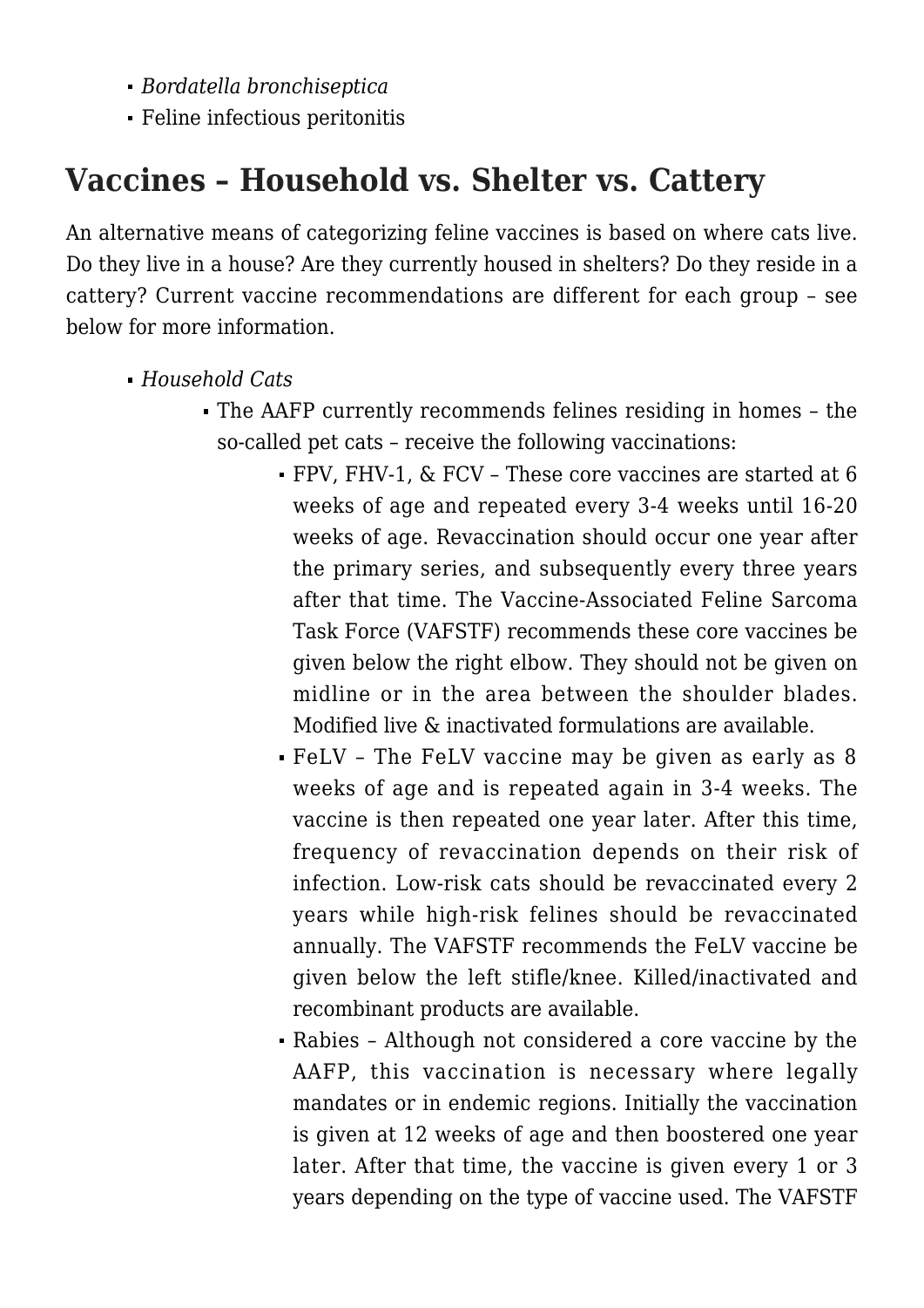- *Bordatella bronchiseptica*
- Feline infectious peritonitis

## Vaccines – Household vs. Shelter vs. Cattery

An alternative means of categorizing feline vaccines is based on where cats live. Do they live in a house? Are they currently housed in shelters? Do they reside in a cattery? Current vaccine recommendations are different for each group – see below for more information.

- *Household Cats*
    - The AAFP currently recommends felines residing in homes – the so-called pet cats – receive the following vaccinations:
        - FPV, FHV-1, & FCV – These core vaccines are started at 6 weeks of age and repeated every 3-4 weeks until 16-20 weeks of age. Revaccination should occur one year after the primary series, and subsequently every three years after that time. The Vaccine-Associated Feline Sarcoma Task Force (VAFSTF) recommends these core vaccines be given below the right elbow. They should not be given on midline or in the area between the shoulder blades. Modified live & inactivated formulations are available.
        - FeLV – The FeLV vaccine may be given as early as 8 weeks of age and is repeated again in 3-4 weeks. The vaccine is then repeated one year later. After this time, frequency of revaccination depends on their risk of infection. Low-risk cats should be revaccinated every 2 years while high-risk felines should be revaccinated annually. The VAFSTF recommends the FeLV vaccine be given below the left stifle/knee. Killed/inactivated and recombinant products are available.
        - Rabies – Although not considered a core vaccine by the AAFP, this vaccination is necessary where legally mandates or in endemic regions. Initially the vaccination is given at 12 weeks of age and then boostered one year later. After that time, the vaccine is given every 1 or 3 years depending on the type of vaccine used. The VAFSTF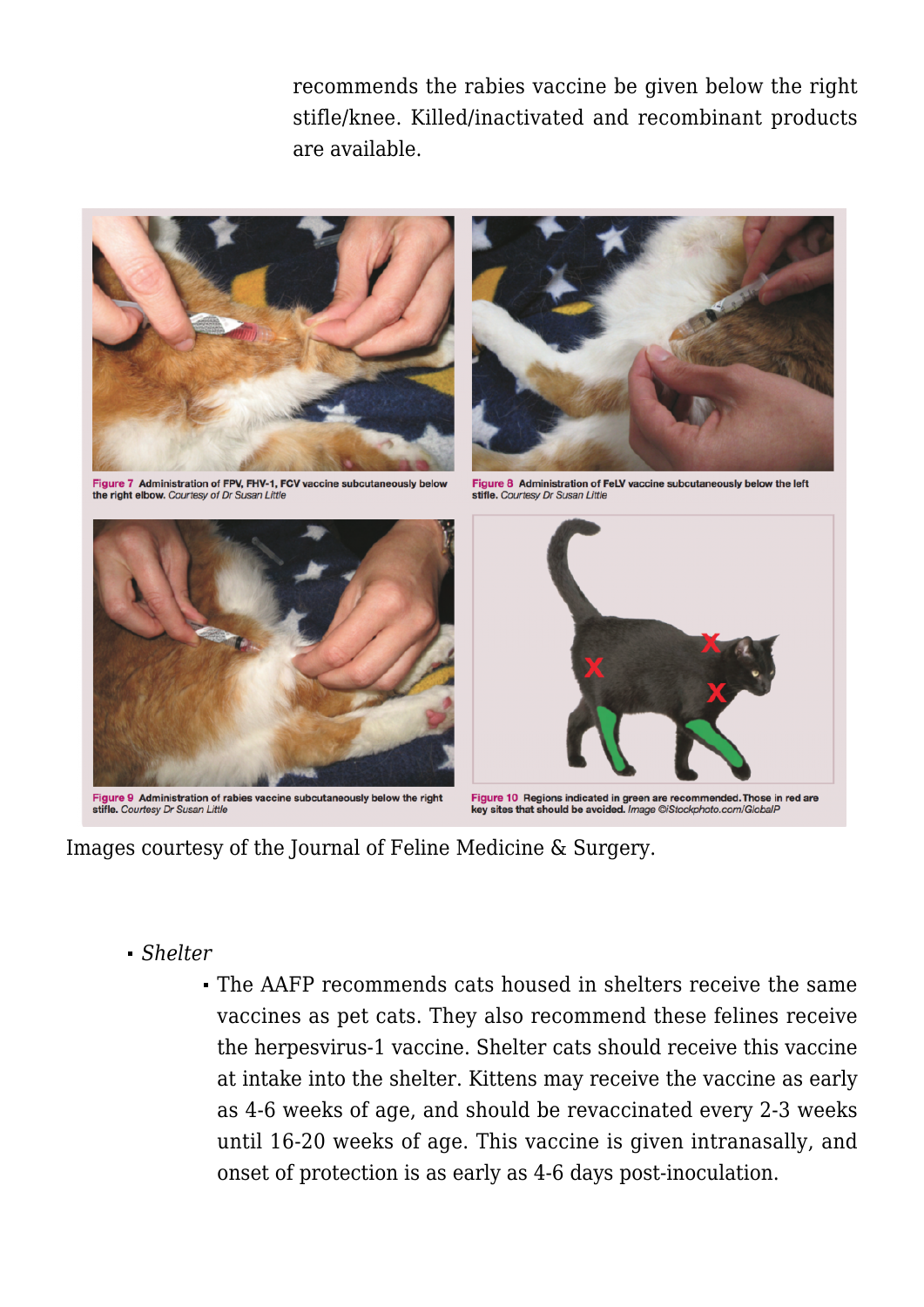recommends the rabies vaccine be given below the right stifle/knee. Killed/inactivated and recombinant products are available.

Figure 7 Administration of FPV, FHV-1, FCV vaccine subcutaneously below the right elbow. *Courtesy of Dr Susan Little*

Figure 8 Administration of FeLV vaccine subcutaneously below the left stifle. *Courtesy Dr Susan Little*

Figure 9 Administration of rabies vaccine subcutaneously below the right stifle. *Courtesy Dr Susan Little*

Figure 10 Regions indicated in green are recommended. Those in red are key sites that should be avoided. *Image ©iStockphoto.com/GlobalP*

Images courtesy of the Journal of Feline Medicine & Surgery.

- *Shelter*
  - The AAFP recommends cats housed in shelters receive the same vaccines as pet cats. They also recommend these felines receive the herpesvirus-1 vaccine. Shelter cats should receive this vaccine at intake into the shelter. Kittens may receive the vaccine as early as 4-6 weeks of age, and should be revaccinated every 2-3 weeks until 16-20 weeks of age. This vaccine is given intranasally, and onset of protection is as early as 4-6 days post-inoculation.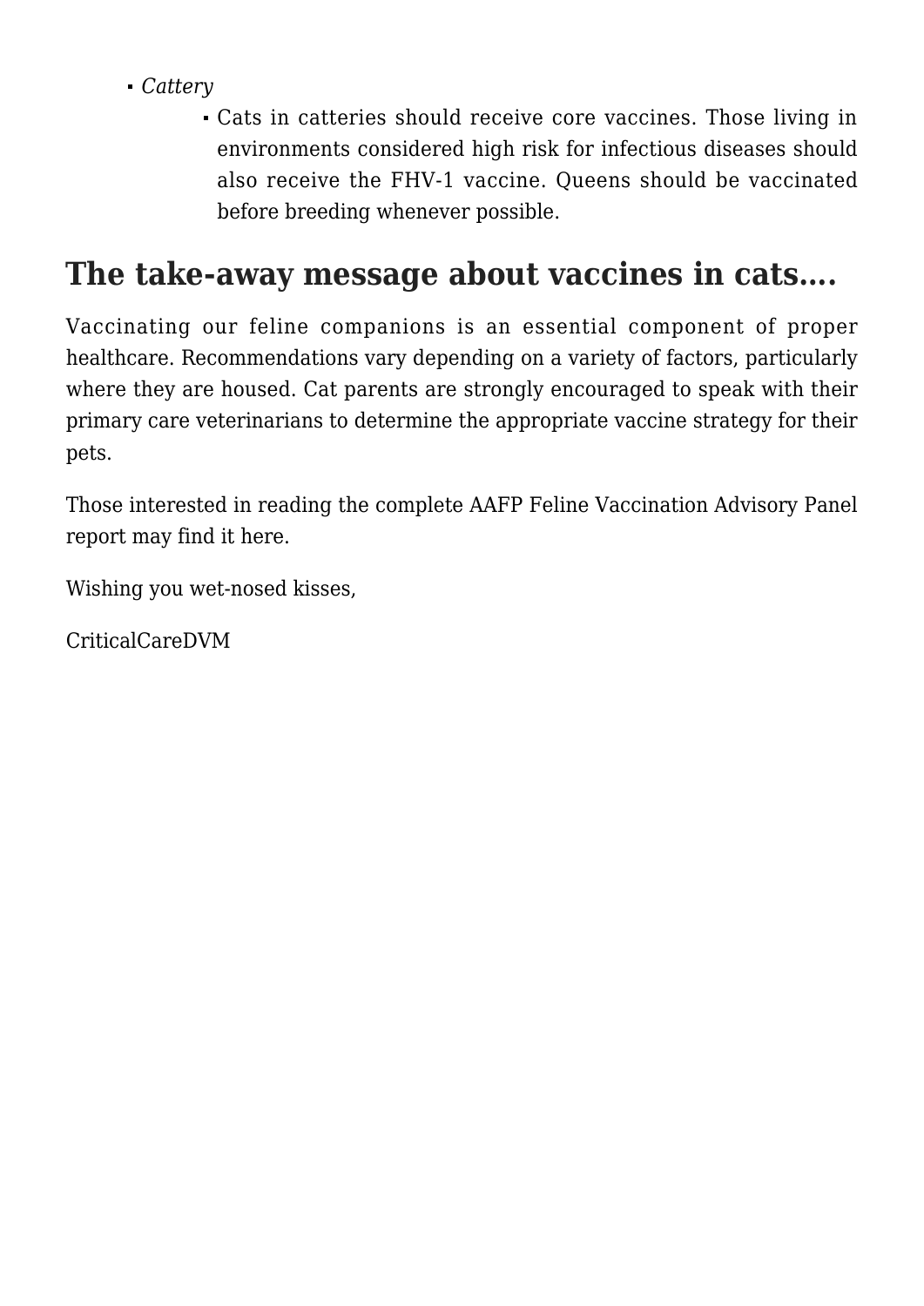- *Cattery*
  - Cats in catteries should receive core vaccines. Those living in environments considered high risk for infectious diseases should also receive the FHV-1 vaccine. Queens should be vaccinated before breeding whenever possible.

## The take-away message about vaccines in cats….

Vaccinating our feline companions is an essential component of proper healthcare. Recommendations vary depending on a variety of factors, particularly where they are housed. Cat parents are strongly encouraged to speak with their primary care veterinarians to determine the appropriate vaccine strategy for their pets.

Those interested in reading the complete AAFP Feline Vaccination Advisory Panel report may find it here.

Wishing you wet-nosed kisses,

CriticalCareDVM